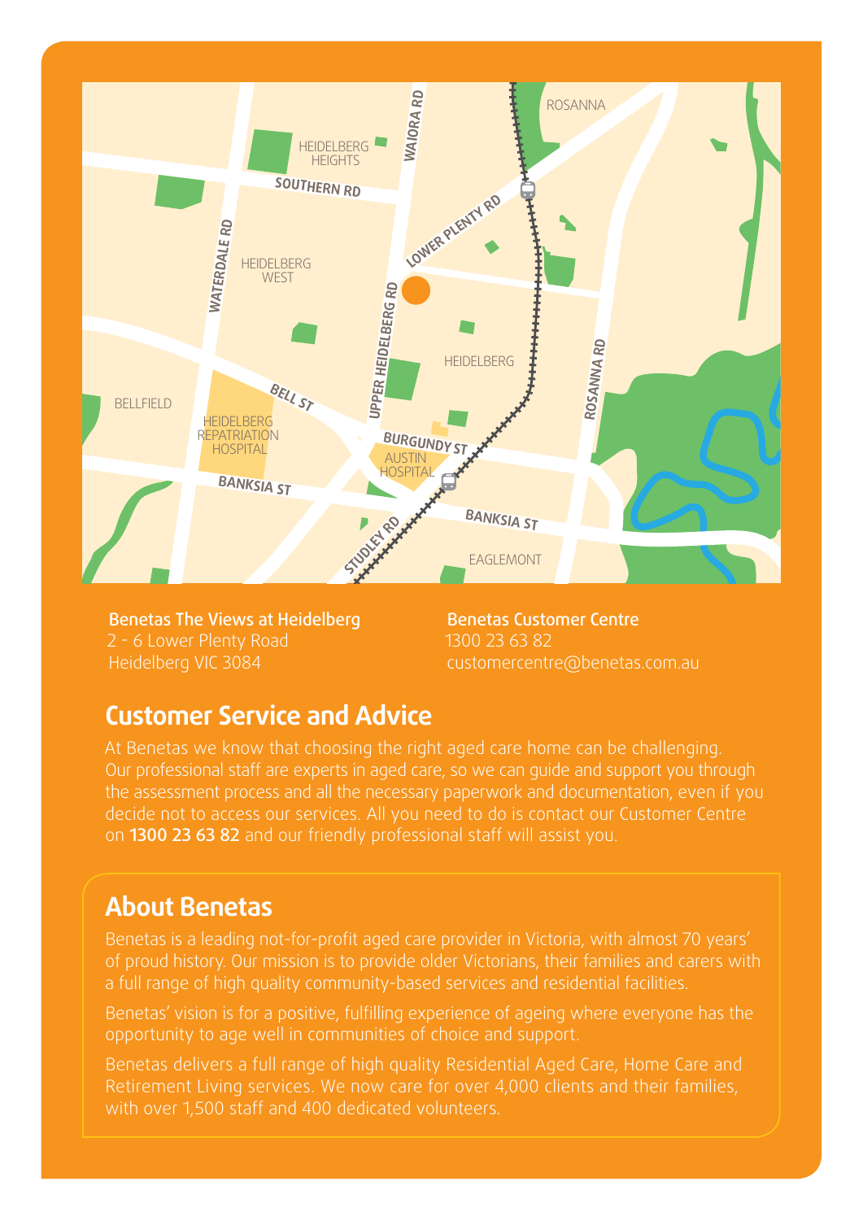**Benetas The Views at Heidelberg**
2 - 6 Lower Plenty Road
Heidelberg VIC 3084

**Benetas Customer Centre**
1300 23 63 82
customercentre@benetas.com.au

## Customer Service and Advice

At Benetas we know that choosing the right aged care home can be challenging. Our professional staff are experts in aged care, so we can guide and support you through the assessment process and all the necessary paperwork and documentation, even if you decide not to access our services. All you need to do is contact our Customer Centre on **1300 23 63 82** and our friendly professional staff will assist you.

## About Benetas

Benetas is a leading not-for-profit aged care provider in Victoria, with almost 70 years' of proud history. Our mission is to provide older Victorians, their families and carers with a full range of high quality community-based services and residential facilities.

Benetas' vision is for a positive, fulfilling experience of ageing where everyone has the opportunity to age well in communities of choice and support.

Benetas delivers a full range of high quality Residential Aged Care, Home Care and Retirement Living services. We now care for over 4,000 clients and their families, with over 1,500 staff and 400 dedicated volunteers.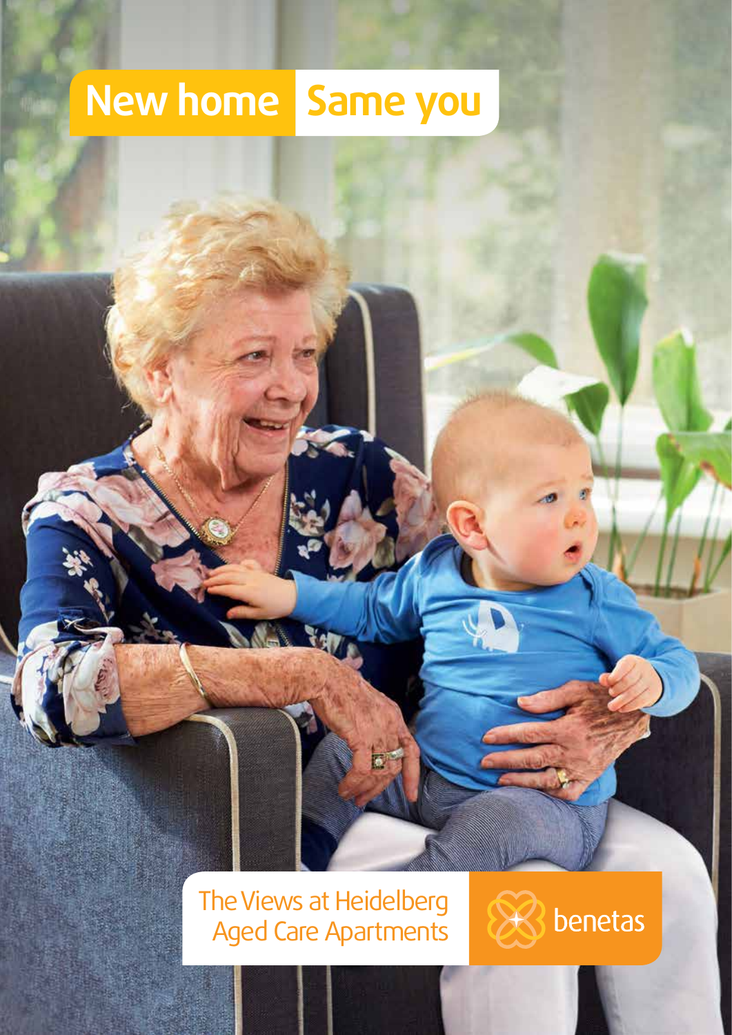# New home Same you

The Views at Heidelberg
Aged Care Apartments

benetas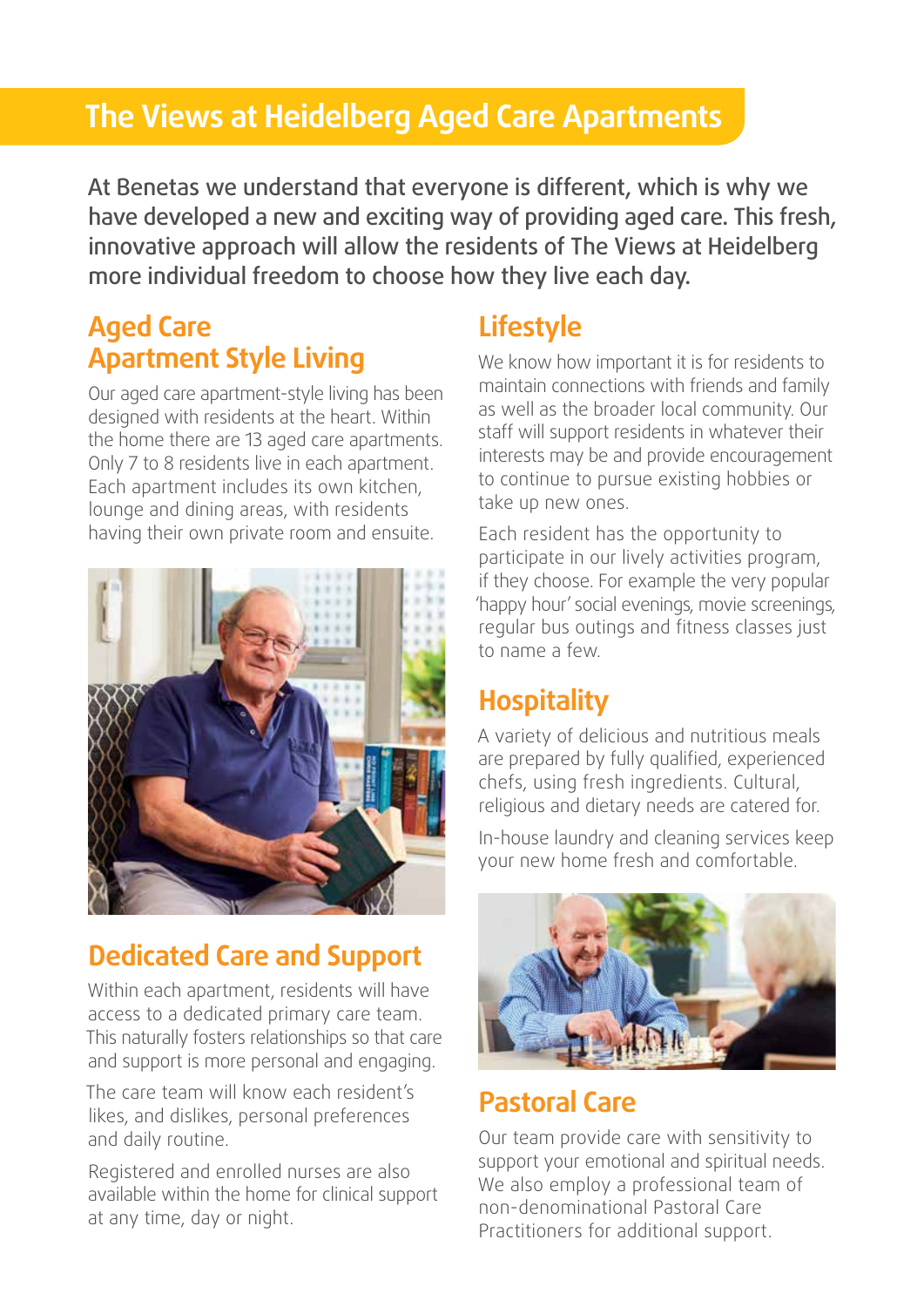# The Views at Heidelberg Aged Care Apartments

At Benetas we understand that everyone is different, which is why we have developed a new and exciting way of providing aged care. This fresh, innovative approach will allow the residents of The Views at Heidelberg more individual freedom to choose how they live each day.

## Aged Care Apartment Style Living

Our aged care apartment-style living has been designed with residents at the heart. Within the home there are 13 aged care apartments. Only 7 to 8 residents live in each apartment. Each apartment includes its own kitchen, lounge and dining areas, with residents having their own private room and ensuite.

## Dedicated Care and Support

Within each apartment, residents will have access to a dedicated primary care team. This naturally fosters relationships so that care and support is more personal and engaging.

The care team will know each resident's likes, and dislikes, personal preferences and daily routine.

Registered and enrolled nurses are also available within the home for clinical support at any time, day or night.

## Lifestyle

We know how important it is for residents to maintain connections with friends and family as well as the broader local community. Our staff will support residents in whatever their interests may be and provide encouragement to continue to pursue existing hobbies or take up new ones.

Each resident has the opportunity to participate in our lively activities program, if they choose. For example the very popular 'happy hour' social evenings, movie screenings, regular bus outings and fitness classes just to name a few.

## Hospitality

A variety of delicious and nutritious meals are prepared by fully qualified, experienced chefs, using fresh ingredients. Cultural, religious and dietary needs are catered for.

In-house laundry and cleaning services keep your new home fresh and comfortable.

## Pastoral Care

Our team provide care with sensitivity to support your emotional and spiritual needs. We also employ a professional team of non-denominational Pastoral Care Practitioners for additional support.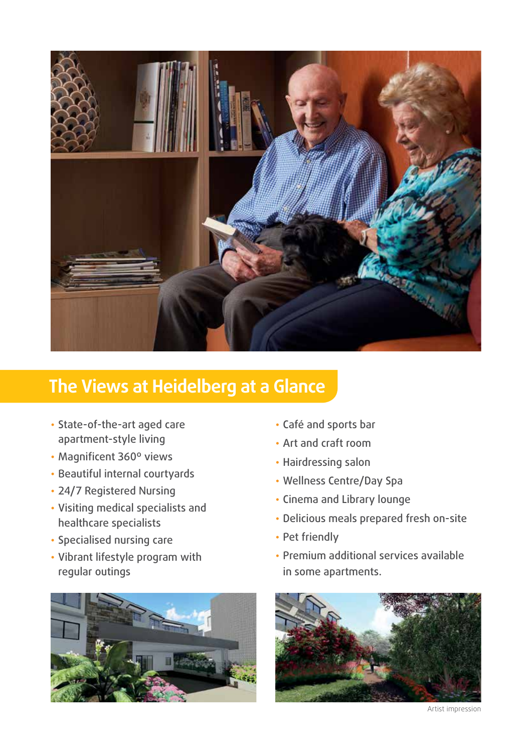## The Views at Heidelberg at a Glance

- State-of-the-art aged care apartment-style living
- Magnificent 360º views
- Beautiful internal courtyards
- 24/7 Registered Nursing
- Visiting medical specialists and healthcare specialists
- Specialised nursing care
- Vibrant lifestyle program with regular outings
- Café and sports bar
- Art and craft room
- Hairdressing salon
- Wellness Centre/Day Spa
- Cinema and Library lounge
- Delicious meals prepared fresh on-site
- Pet friendly
- Premium additional services available in some apartments.

Artist impression